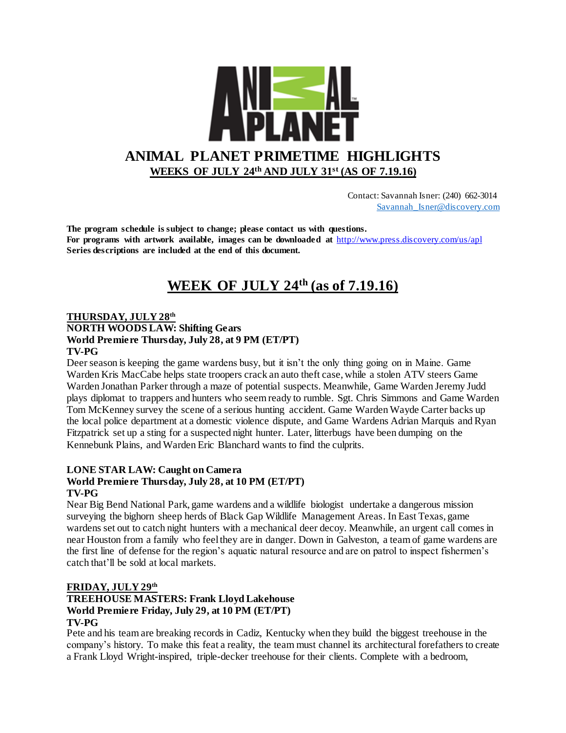# ANIMAL PLANET PRIMETIME HIGHLIGHTS

**WEEKS OF JULY 24th AND JULY 31st (AS OF 7.19.16)**

Contact: Savannah Isner: (240) 662-3014
Savannah_Isner@discovery.com

**The program schedule is subject to change; please contact us with questions.**
**For programs with artwork available, images can be downloaded at** http://www.press.discovery.com/us/apl
**Series descriptions are included at the end of this document.**

## WEEK OF JULY 24th (as of 7.19.16)

### THURSDAY, JULY 28th

**NORTH WOODS LAW: Shifting Gears**
**World Premiere Thursday, July 28, at 9 PM (ET/PT)**
**TV-PG**

Deer season is keeping the game wardens busy, but it isn't the only thing going on in Maine. Game Warden Kris MacCabe helps state troopers crack an auto theft case, while a stolen ATV steers Game Warden Jonathan Parker through a maze of potential suspects. Meanwhile, Game Warden Jeremy Judd plays diplomat to trappers and hunters who seem ready to rumble. Sgt. Chris Simmons and Game Warden Tom McKenney survey the scene of a serious hunting accident. Game Warden Wayde Carter backs up the local police department at a domestic violence dispute, and Game Wardens Adrian Marquis and Ryan Fitzpatrick set up a sting for a suspected night hunter. Later, litterbugs have been dumping on the Kennebunk Plains, and Warden Eric Blanchard wants to find the culprits.

**LONE STAR LAW: Caught on Camera**
**World Premiere Thursday, July 28, at 10 PM (ET/PT)**
**TV-PG**

Near Big Bend National Park, game wardens and a wildlife biologist undertake a dangerous mission surveying the bighorn sheep herds of Black Gap Wildlife Management Areas. In East Texas, game wardens set out to catch night hunters with a mechanical deer decoy. Meanwhile, an urgent call comes in near Houston from a family who feel they are in danger. Down in Galveston, a team of game wardens are the first line of defense for the region's aquatic natural resource and are on patrol to inspect fishermen's catch that'll be sold at local markets.

### FRIDAY, JULY 29th

**TREEHOUSE MASTERS: Frank Lloyd Lakehouse**
**World Premiere Friday, July 29, at 10 PM (ET/PT)**
**TV-PG**

Pete and his team are breaking records in Cadiz, Kentucky when they build the biggest treehouse in the company's history. To make this feat a reality, the team must channel its architectural forefathers to create a Frank Lloyd Wright-inspired, triple-decker treehouse for their clients. Complete with a bedroom,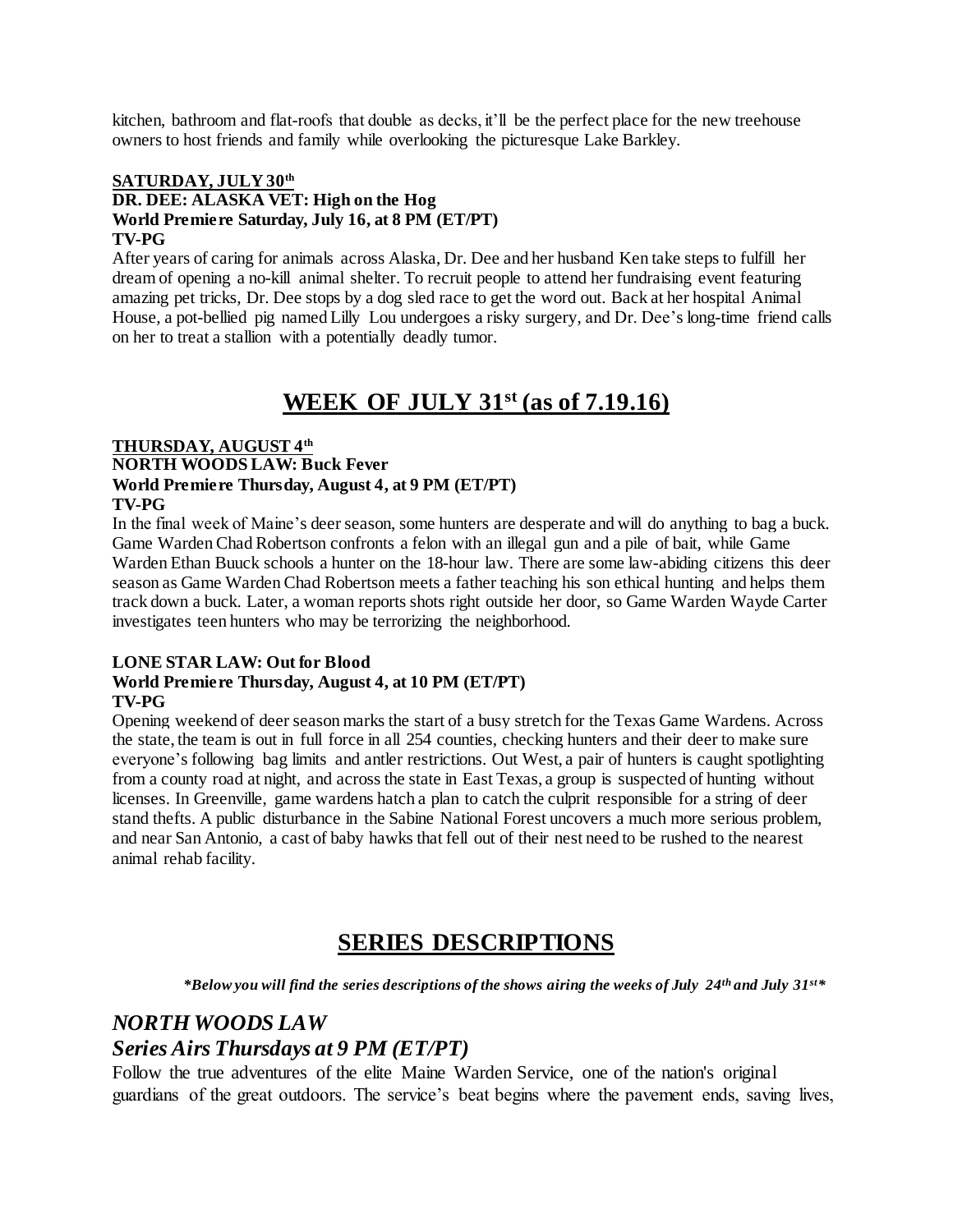kitchen, bathroom and flat-roofs that double as decks, it'll be the perfect place for the new treehouse owners to host friends and family while overlooking the picturesque Lake Barkley.

**SATURDAY, JULY 30th**

**DR. DEE: ALASKA VET: High on the Hog**
**World Premiere Saturday, July 16, at 8 PM (ET/PT)**
**TV-PG**

After years of caring for animals across Alaska, Dr. Dee and her husband Ken take steps to fulfill her dream of opening a no-kill animal shelter. To recruit people to attend her fundraising event featuring amazing pet tricks, Dr. Dee stops by a dog sled race to get the word out. Back at her hospital Animal House, a pot-bellied pig named Lilly Lou undergoes a risky surgery, and Dr. Dee's long-time friend calls on her to treat a stallion with a potentially deadly tumor.

## WEEK OF JULY 31st (as of 7.19.16)

**THURSDAY, AUGUST 4th**

**NORTH WOODS LAW: Buck Fever**
**World Premiere Thursday, August 4, at 9 PM (ET/PT)**
**TV-PG**

In the final week of Maine's deer season, some hunters are desperate and will do anything to bag a buck. Game Warden Chad Robertson confronts a felon with an illegal gun and a pile of bait, while Game Warden Ethan Buuck schools a hunter on the 18-hour law. There are some law-abiding citizens this deer season as Game Warden Chad Robertson meets a father teaching his son ethical hunting and helps them track down a buck. Later, a woman reports shots right outside her door, so Game Warden Wayde Carter investigates teen hunters who may be terrorizing the neighborhood.

**LONE STAR LAW: Out for Blood**
**World Premiere Thursday, August 4, at 10 PM (ET/PT)**
**TV-PG**

Opening weekend of deer season marks the start of a busy stretch for the Texas Game Wardens. Across the state, the team is out in full force in all 254 counties, checking hunters and their deer to make sure everyone's following bag limits and antler restrictions. Out West, a pair of hunters is caught spotlighting from a county road at night, and across the state in East Texas, a group is suspected of hunting without licenses. In Greenville, game wardens hatch a plan to catch the culprit responsible for a string of deer stand thefts. A public disturbance in the Sabine National Forest uncovers a much more serious problem, and near San Antonio, a cast of baby hawks that fell out of their nest need to be rushed to the nearest animal rehab facility.

## SERIES DESCRIPTIONS

***Below you will find the series descriptions of the shows airing the weeks of July 24th and July 31st***

### *NORTH WOODS LAW*
### *Series Airs Thursdays at 9 PM (ET/PT)*

Follow the true adventures of the elite Maine Warden Service, one of the nation's original guardians of the great outdoors. The service's beat begins where the pavement ends, saving lives,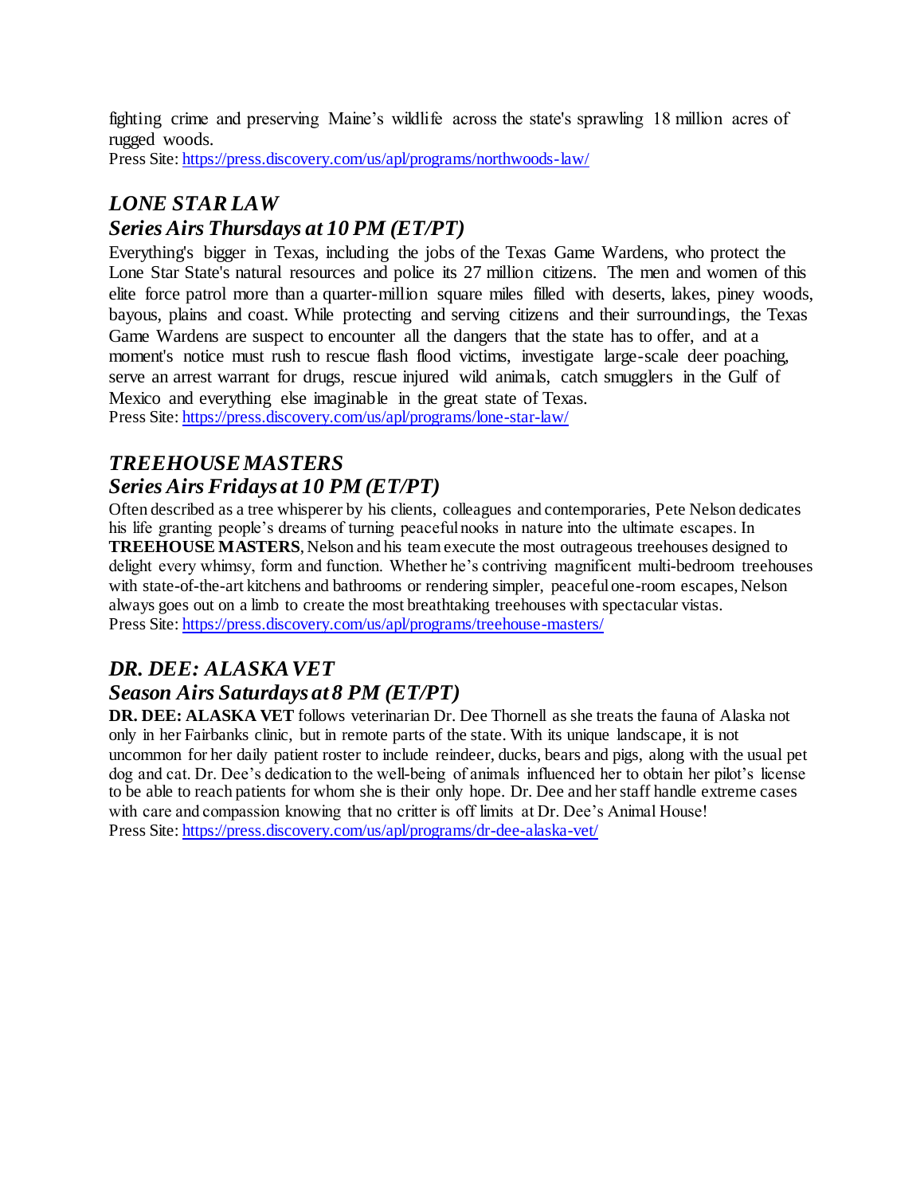fighting crime and preserving Maine's wildlife across the state's sprawling 18 million acres of rugged woods.
Press Site: https://press.discovery.com/us/apl/programs/northwoods-law/

## *LONE STAR LAW*
## *Series Airs Thursdays at 10 PM (ET/PT)*

Everything's bigger in Texas, including the jobs of the Texas Game Wardens, who protect the Lone Star State's natural resources and police its 27 million citizens. The men and women of this elite force patrol more than a quarter-million square miles filled with deserts, lakes, piney woods, bayous, plains and coast. While protecting and serving citizens and their surroundings, the Texas Game Wardens are suspect to encounter all the dangers that the state has to offer, and at a moment's notice must rush to rescue flash flood victims, investigate large-scale deer poaching, serve an arrest warrant for drugs, rescue injured wild animals, catch smugglers in the Gulf of Mexico and everything else imaginable in the great state of Texas.
Press Site: https://press.discovery.com/us/apl/programs/lone-star-law/

## *TREEHOUSE MASTERS*
## *Series Airs Fridays at 10 PM (ET/PT)*

Often described as a tree whisperer by his clients, colleagues and contemporaries, Pete Nelson dedicates his life granting people's dreams of turning peaceful nooks in nature into the ultimate escapes. In **TREEHOUSE MASTERS**, Nelson and his team execute the most outrageous treehouses designed to delight every whimsy, form and function. Whether he's contriving magnificent multi-bedroom treehouses with state-of-the-art kitchens and bathrooms or rendering simpler, peaceful one-room escapes, Nelson always goes out on a limb to create the most breathtaking treehouses with spectacular vistas.
Press Site: https://press.discovery.com/us/apl/programs/treehouse-masters/

## *DR. DEE: ALASKA VET*
## *Season Airs Saturdays at 8 PM (ET/PT)*

**DR. DEE: ALASKA VET** follows veterinarian Dr. Dee Thornell as she treats the fauna of Alaska not only in her Fairbanks clinic, but in remote parts of the state. With its unique landscape, it is not uncommon for her daily patient roster to include reindeer, ducks, bears and pigs, along with the usual pet dog and cat. Dr. Dee's dedication to the well-being of animals influenced her to obtain her pilot's license to be able to reach patients for whom she is their only hope. Dr. Dee and her staff handle extreme cases with care and compassion knowing that no critter is off limits at Dr. Dee's Animal House!
Press Site: https://press.discovery.com/us/apl/programs/dr-dee-alaska-vet/